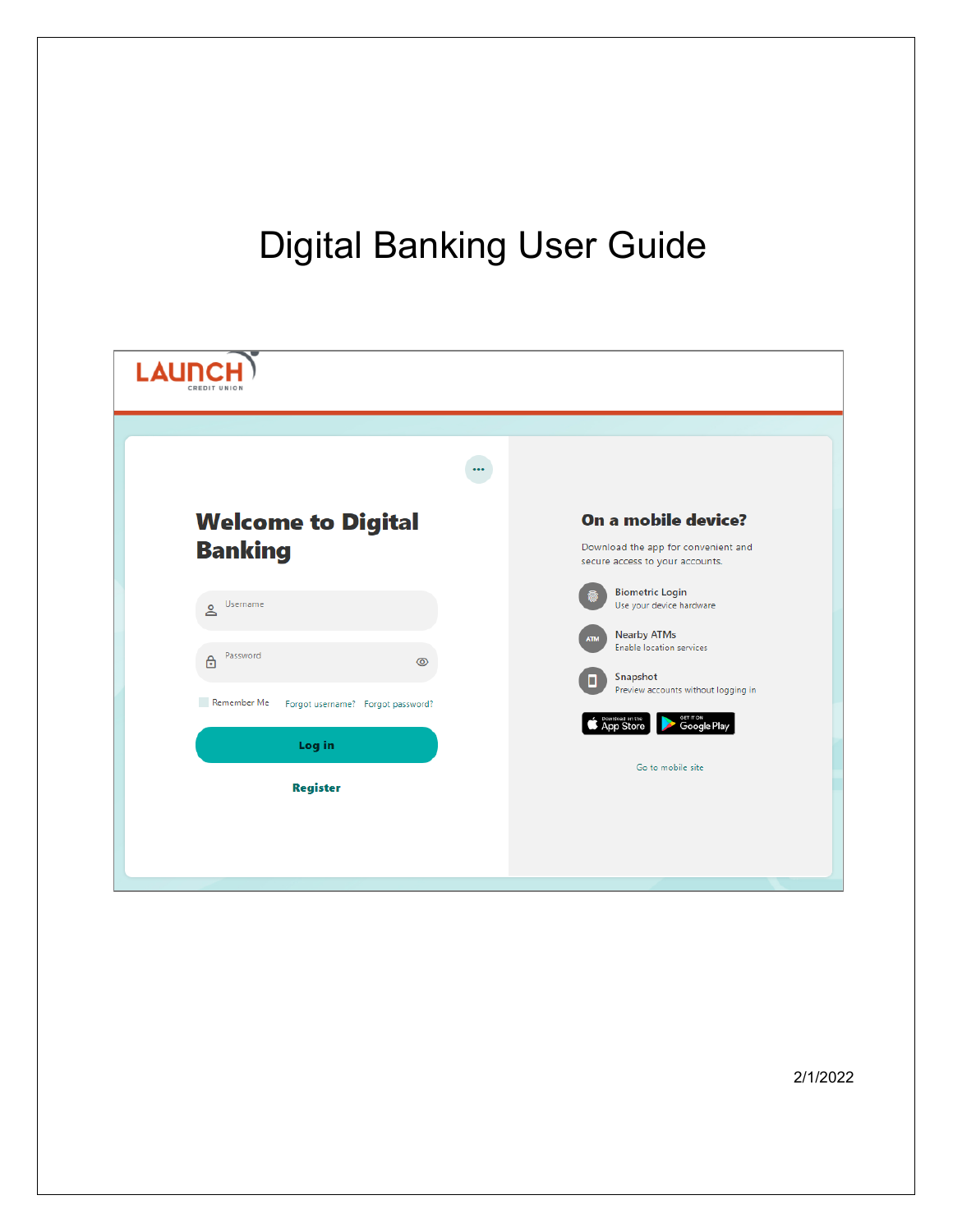# Digital Banking User Guide

LAUNCH CREDIT UNION

## Welcome to Digital Banking

Username

Password

Remember Me Forgot username? Forgot password?

Log in

Register

## On a mobile device?

Download the app for convenient and secure access to your accounts.

Biometric Login
Use your device hardware

Nearby ATMs
Enable location services

Snapshot
Preview accounts without logging in

Download on the App Store

GET IT ON Google Play

Go to mobile site

2/1/2022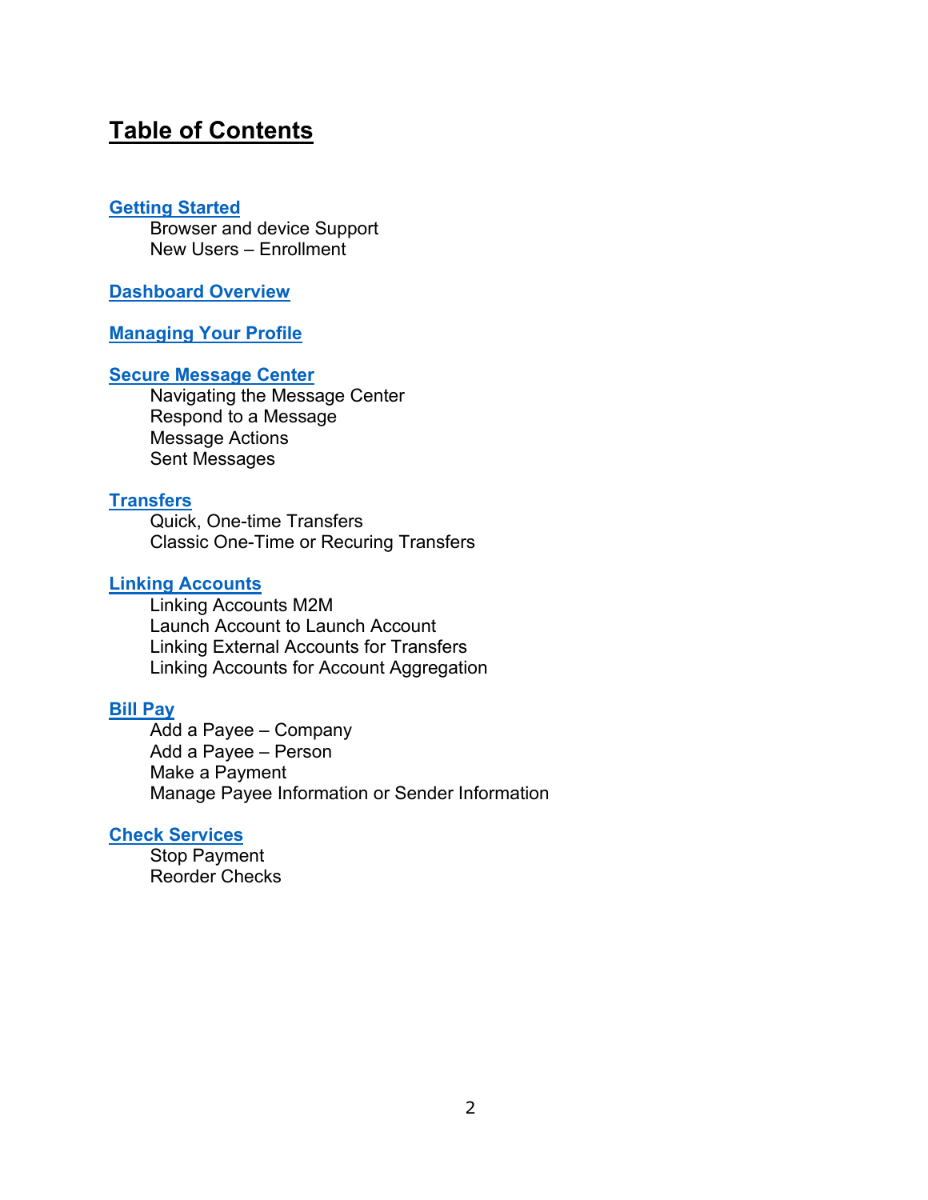# Table of Contents

**Getting Started**
- Browser and device Support
- New Users – Enrollment

**Dashboard Overview**

**Managing Your Profile**

**Secure Message Center**
- Navigating the Message Center
- Respond to a Message
- Message Actions
- Sent Messages

**Transfers**
- Quick, One-time Transfers
- Classic One-Time or Recuring Transfers

**Linking Accounts**
- Linking Accounts M2M
- Launch Account to Launch Account
- Linking External Accounts for Transfers
- Linking Accounts for Account Aggregation

**Bill Pay**
- Add a Payee – Company
- Add a Payee – Person
- Make a Payment
- Manage Payee Information or Sender Information

**Check Services**
- Stop Payment
- Reorder Checks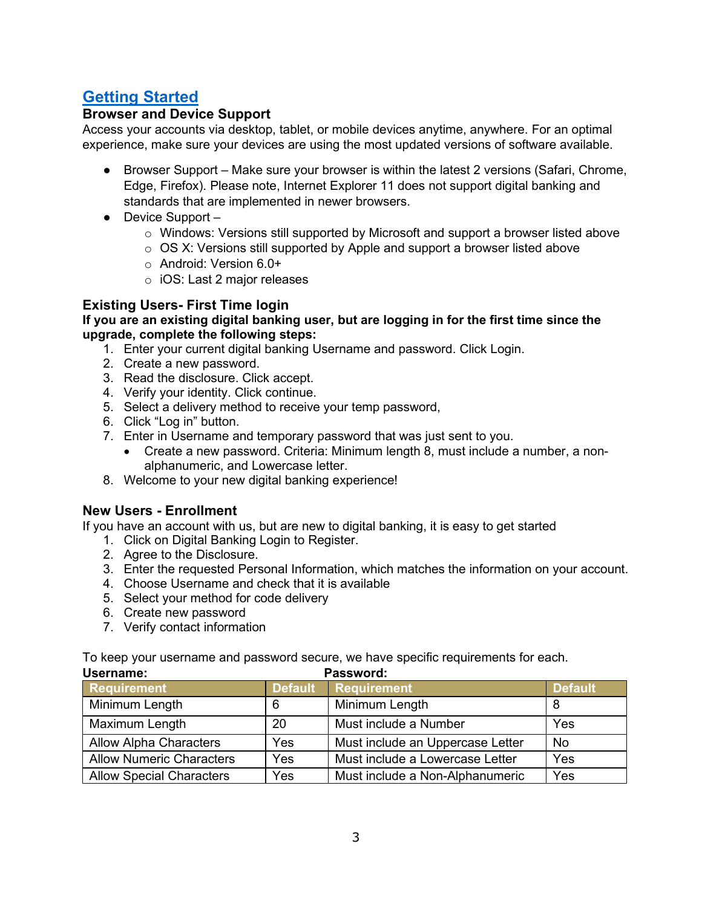## Getting Started

### Browser and Device Support

Access your accounts via desktop, tablet, or mobile devices anytime, anywhere. For an optimal experience, make sure your devices are using the most updated versions of software available.

- Browser Support – Make sure your browser is within the latest 2 versions (Safari, Chrome, Edge, Firefox). Please note, Internet Explorer 11 does not support digital banking and standards that are implemented in newer browsers.
- Device Support –
  - Windows: Versions still supported by Microsoft and support a browser listed above
  - OS X: Versions still supported by Apple and support a browser listed above
  - Android: Version 6.0+
  - iOS: Last 2 major releases

### Existing Users- First Time login

**If you are an existing digital banking user, but are logging in for the first time since the upgrade, complete the following steps:**

1. Enter your current digital banking Username and password. Click Login.
2. Create a new password.
3. Read the disclosure. Click accept.
4. Verify your identity. Click continue.
5. Select a delivery method to receive your temp password,
6. Click "Log in" button.
7. Enter in Username and temporary password that was just sent to you.
   - Create a new password. Criteria: Minimum length 8, must include a number, a non-alphanumeric, and Lowercase letter.
8. Welcome to your new digital banking experience!

### New Users - Enrollment

If you have an account with us, but are new to digital banking, it is easy to get started

1. Click on Digital Banking Login to Register.
2. Agree to the Disclosure.
3. Enter the requested Personal Information, which matches the information on your account.
4. Choose Username and check that it is available
5. Select your method for code delivery
6. Create new password
7. Verify contact information

To keep your username and password secure, we have specific requirements for each.

**Username:**

| Requirement | Default |
|---|---|
| Minimum Length | 6 |
| Maximum Length | 20 |
| Allow Alpha Characters | Yes |
| Allow Numeric Characters | Yes |
| Allow Special Characters | Yes |

**Password:**

| Requirement | Default |
|---|---|
| Minimum Length | 8 |
| Must include a Number | Yes |
| Must include an Uppercase Letter | No |
| Must include a Lowercase Letter | Yes |
| Must include a Non-Alphanumeric | Yes |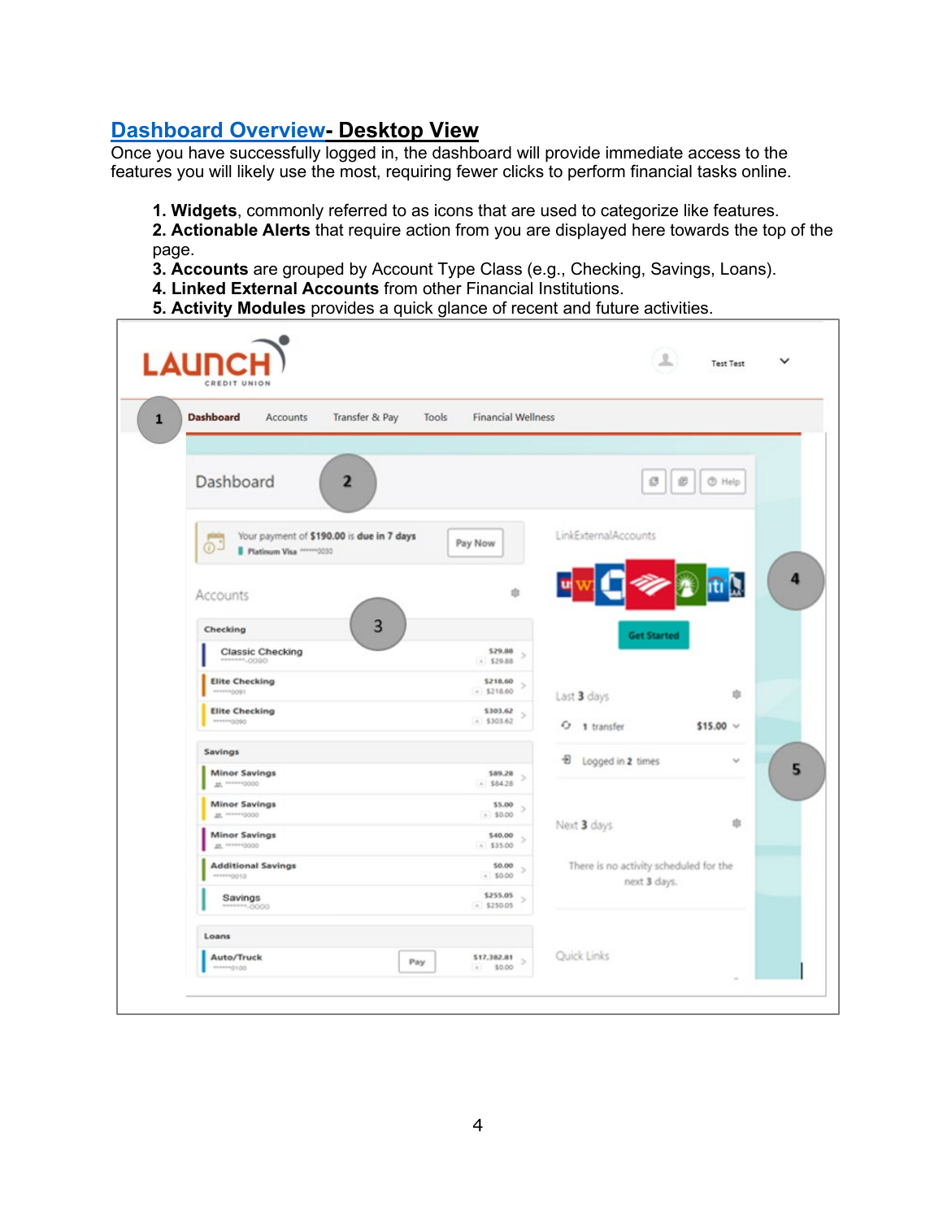## Dashboard Overview- Desktop View

Once you have successfully logged in, the dashboard will provide immediate access to the features you will likely use the most, requiring fewer clicks to perform financial tasks online.

1. **Widgets**, commonly referred to as icons that are used to categorize like features.
2. **Actionable Alerts** that require action from you are displayed here towards the top of the page.
3. **Accounts** are grouped by Account Type Class (e.g., Checking, Savings, Loans).
4. **Linked External Accounts** from other Financial Institutions.
5. **Activity Modules** provides a quick glance of recent and future activities.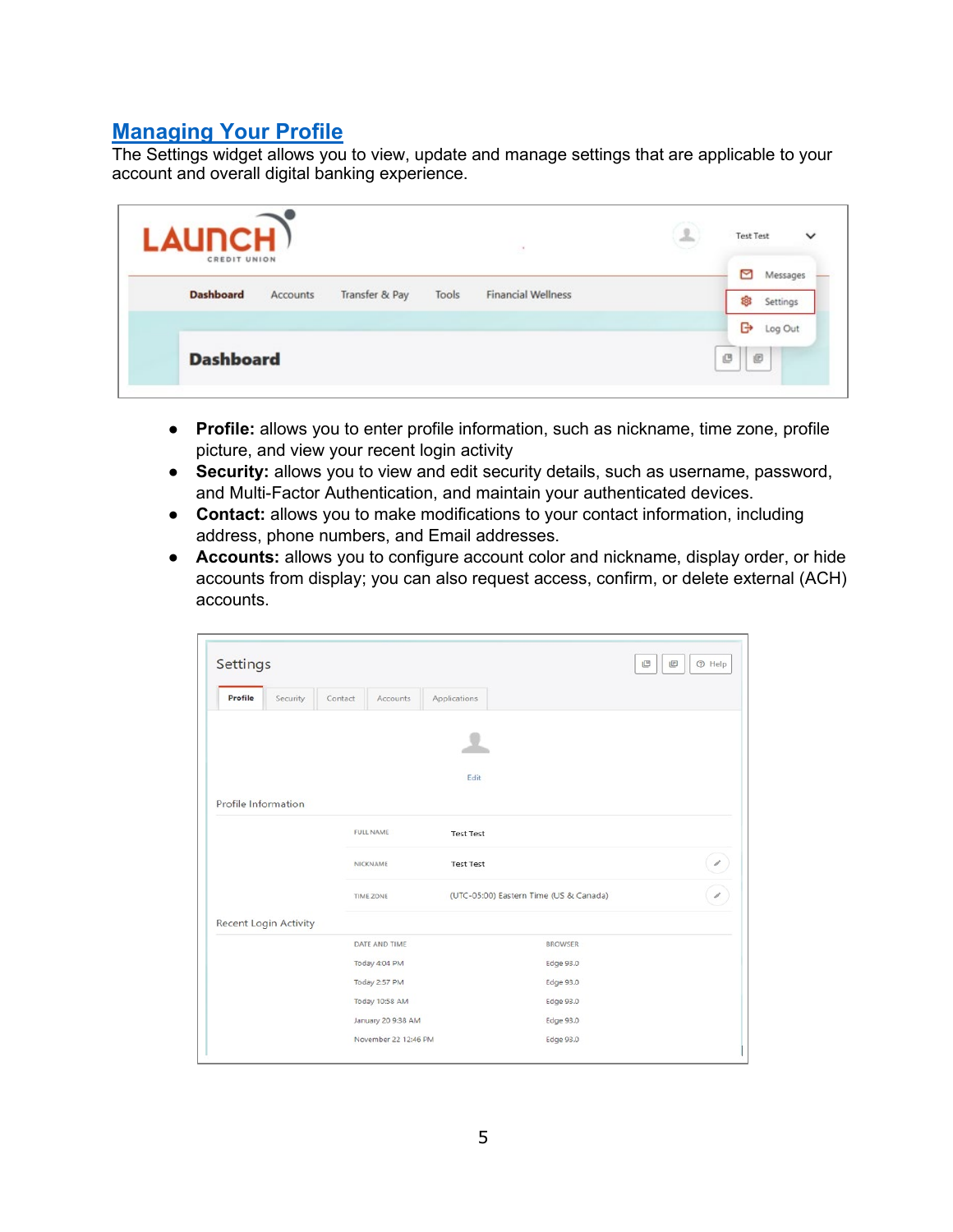## Managing Your Profile

The Settings widget allows you to view, update and manage settings that are applicable to your account and overall digital banking experience.

- **Profile:** allows you to enter profile information, such as nickname, time zone, profile picture, and view your recent login activity
- **Security:** allows you to view and edit security details, such as username, password, and Multi-Factor Authentication, and maintain your authenticated devices.
- **Contact:** allows you to make modifications to your contact information, including address, phone numbers, and Email addresses.
- **Accounts:** allows you to configure account color and nickname, display order, or hide accounts from display; you can also request access, confirm, or delete external (ACH) accounts.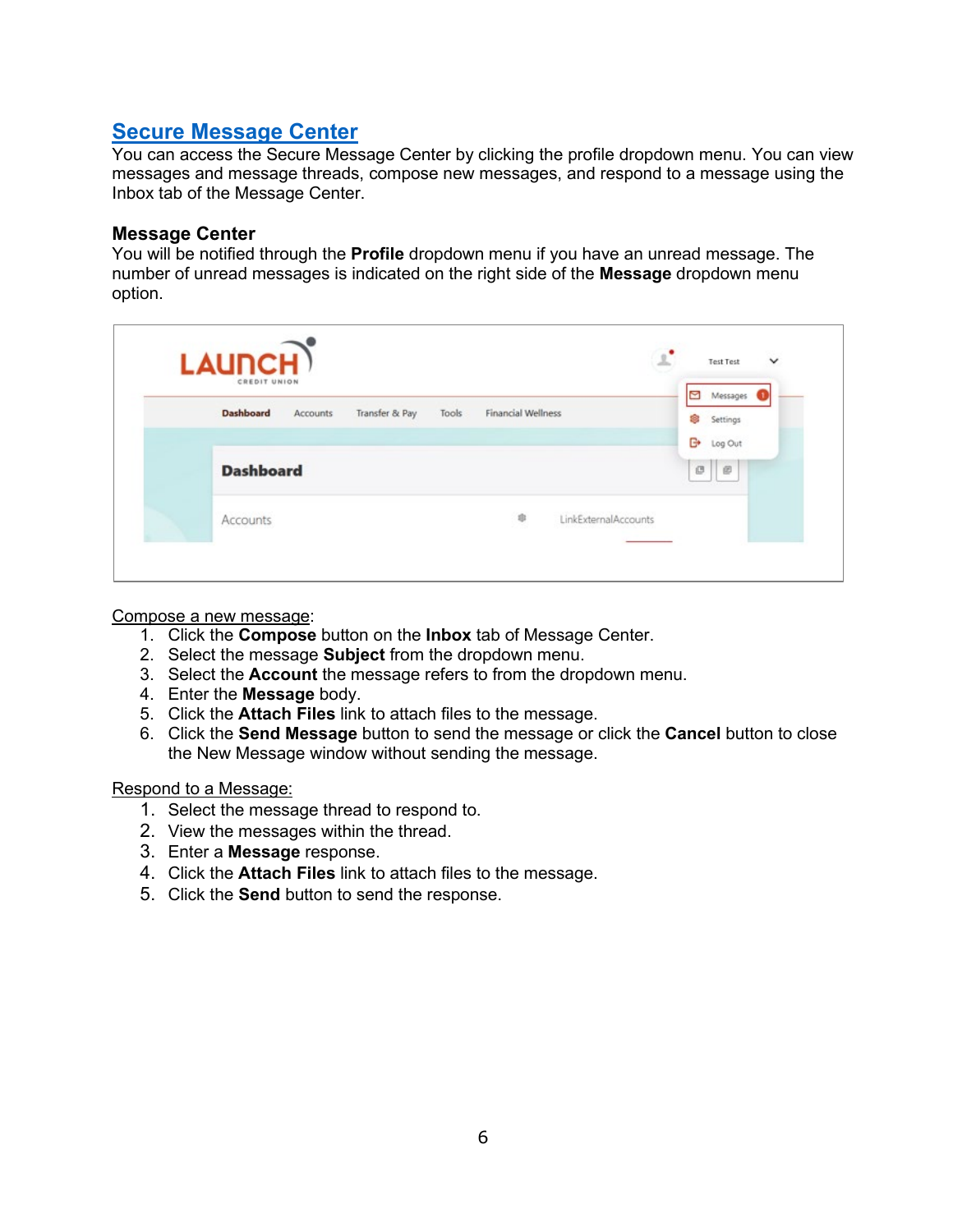## Secure Message Center

You can access the Secure Message Center by clicking the profile dropdown menu. You can view messages and message threads, compose new messages, and respond to a message using the Inbox tab of the Message Center.

### Message Center

You will be notified through the **Profile** dropdown menu if you have an unread message. The number of unread messages is indicated on the right side of the **Message** dropdown menu option.

Compose a new message:

1. Click the **Compose** button on the **Inbox** tab of Message Center.
2. Select the message **Subject** from the dropdown menu.
3. Select the **Account** the message refers to from the dropdown menu.
4. Enter the **Message** body.
5. Click the **Attach Files** link to attach files to the message.
6. Click the **Send Message** button to send the message or click the **Cancel** button to close the New Message window without sending the message.

Respond to a Message:

1. Select the message thread to respond to.
2. View the messages within the thread.
3. Enter a **Message** response.
4. Click the **Attach Files** link to attach files to the message.
5. Click the **Send** button to send the response.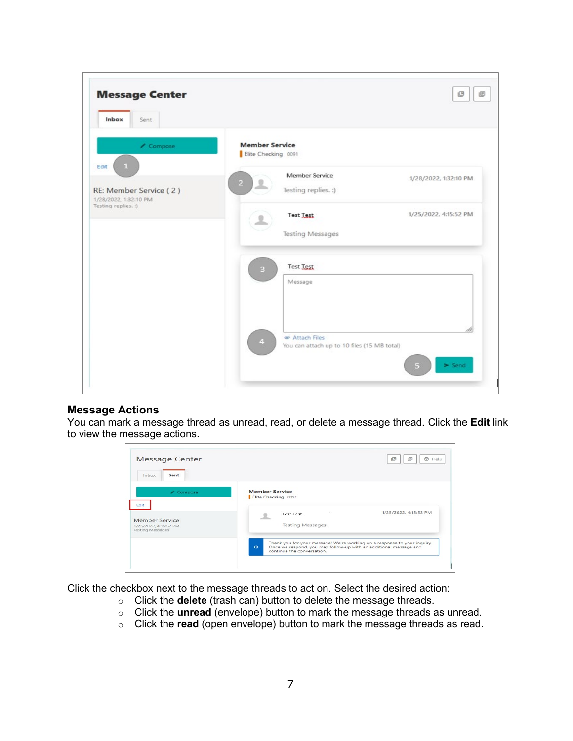## Message Actions

You can mark a message thread as unread, read, or delete a message thread. Click the **Edit** link to view the message actions.

Click the checkbox next to the message threads to act on. Select the desired action:

- Click the **delete** (trash can) button to delete the message threads.
- Click the **unread** (envelope) button to mark the message threads as unread.
- Click the **read** (open envelope) button to mark the message threads as read.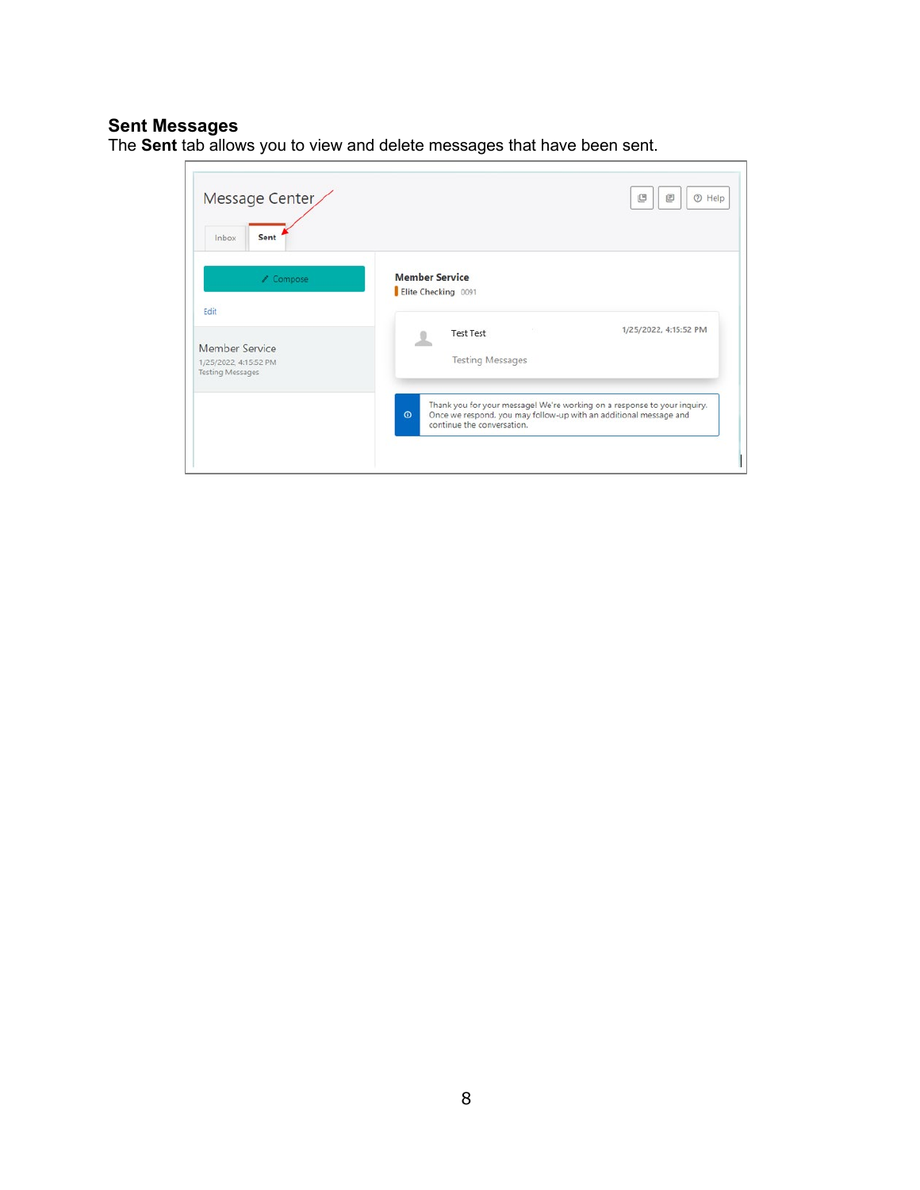## Sent Messages

The **Sent** tab allows you to view and delete messages that have been sent.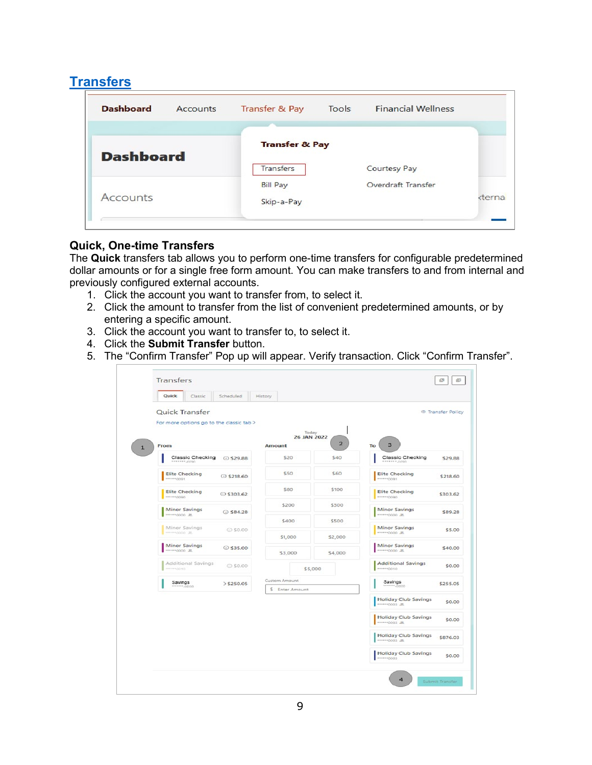## Transfers

### Quick, One-time Transfers

The **Quick** transfers tab allows you to perform one-time transfers for configurable predetermined dollar amounts or for a single free form amount. You can make transfers to and from internal and previously configured external accounts.

1. Click the account you want to transfer from, to select it.
2. Click the amount to transfer from the list of convenient predetermined amounts, or by entering a specific amount.
3. Click the account you want to transfer to, to select it.
4. Click the **Submit Transfer** button.
5. The “Confirm Transfer” Pop up will appear. Verify transaction. Click “Confirm Transfer”.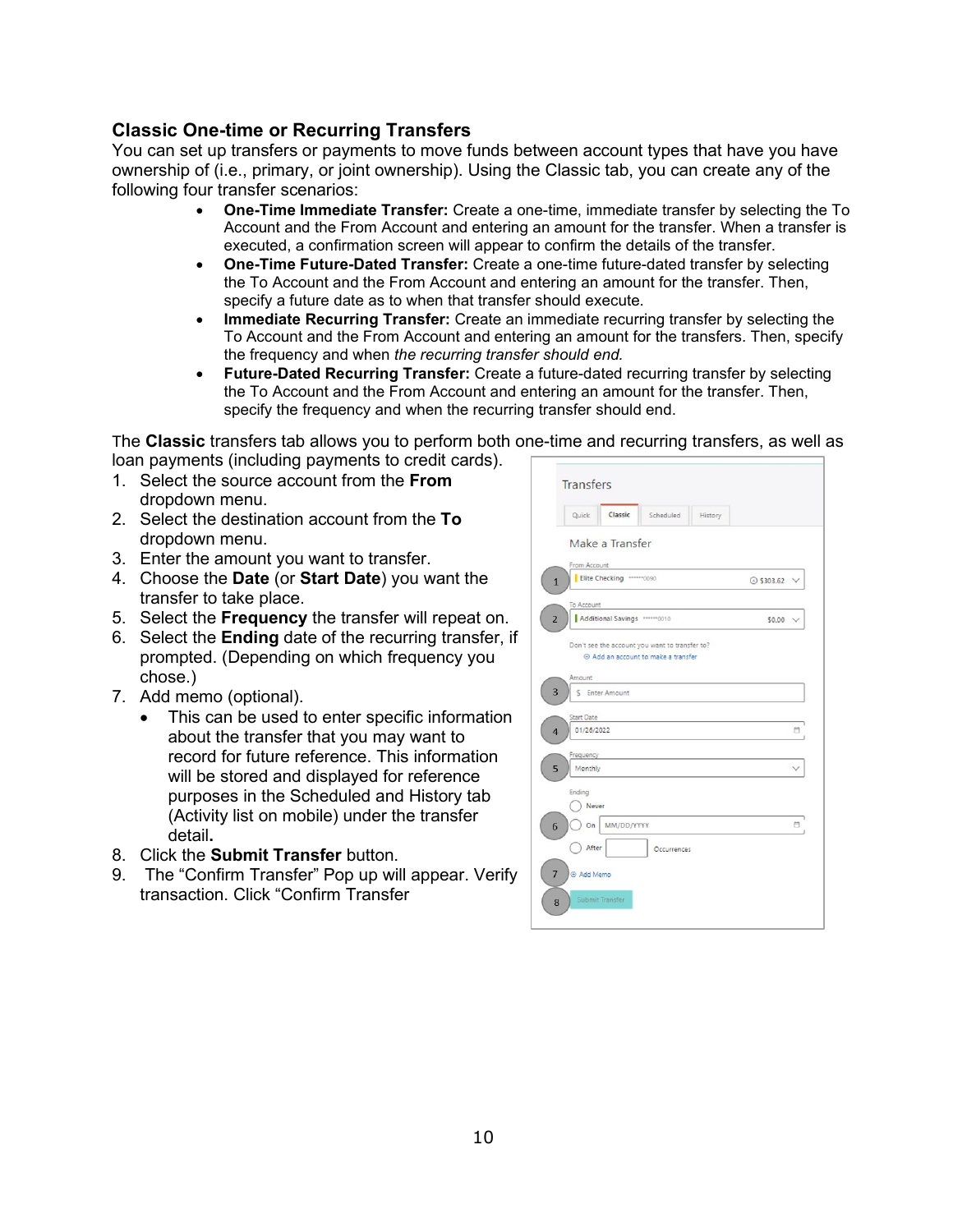## Classic One-time or Recurring Transfers

You can set up transfers or payments to move funds between account types that have you have ownership of (i.e., primary, or joint ownership). Using the Classic tab, you can create any of the following four transfer scenarios:

- **One-Time Immediate Transfer:** Create a one-time, immediate transfer by selecting the To Account and the From Account and entering an amount for the transfer. When a transfer is executed, a confirmation screen will appear to confirm the details of the transfer.
- **One-Time Future-Dated Transfer:** Create a one-time future-dated transfer by selecting the To Account and the From Account and entering an amount for the transfer. Then, specify a future date as to when that transfer should execute.
- **Immediate Recurring Transfer:** Create an immediate recurring transfer by selecting the To Account and the From Account and entering an amount for the transfers. Then, specify the frequency and when *the recurring transfer should end.*
- **Future-Dated Recurring Transfer:** Create a future-dated recurring transfer by selecting the To Account and the From Account and entering an amount for the transfer. Then, specify the frequency and when the recurring transfer should end.

The **Classic** transfers tab allows you to perform both one-time and recurring transfers, as well as loan payments (including payments to credit cards).

1. Select the source account from the **From** dropdown menu.
2. Select the destination account from the **To** dropdown menu.
3. Enter the amount you want to transfer.
4. Choose the **Date** (or **Start Date**) you want the transfer to take place.
5. Select the **Frequency** the transfer will repeat on.
6. Select the **Ending** date of the recurring transfer, if prompted. (Depending on which frequency you chose.)
7. Add memo (optional).
   - This can be used to enter specific information about the transfer that you may want to record for future reference. This information will be stored and displayed for reference purposes in the Scheduled and History tab (Activity list on mobile) under the transfer detail**.**
8. Click the **Submit Transfer** button.
9. The “Confirm Transfer” Pop up will appear. Verify transaction. Click “Confirm Transfer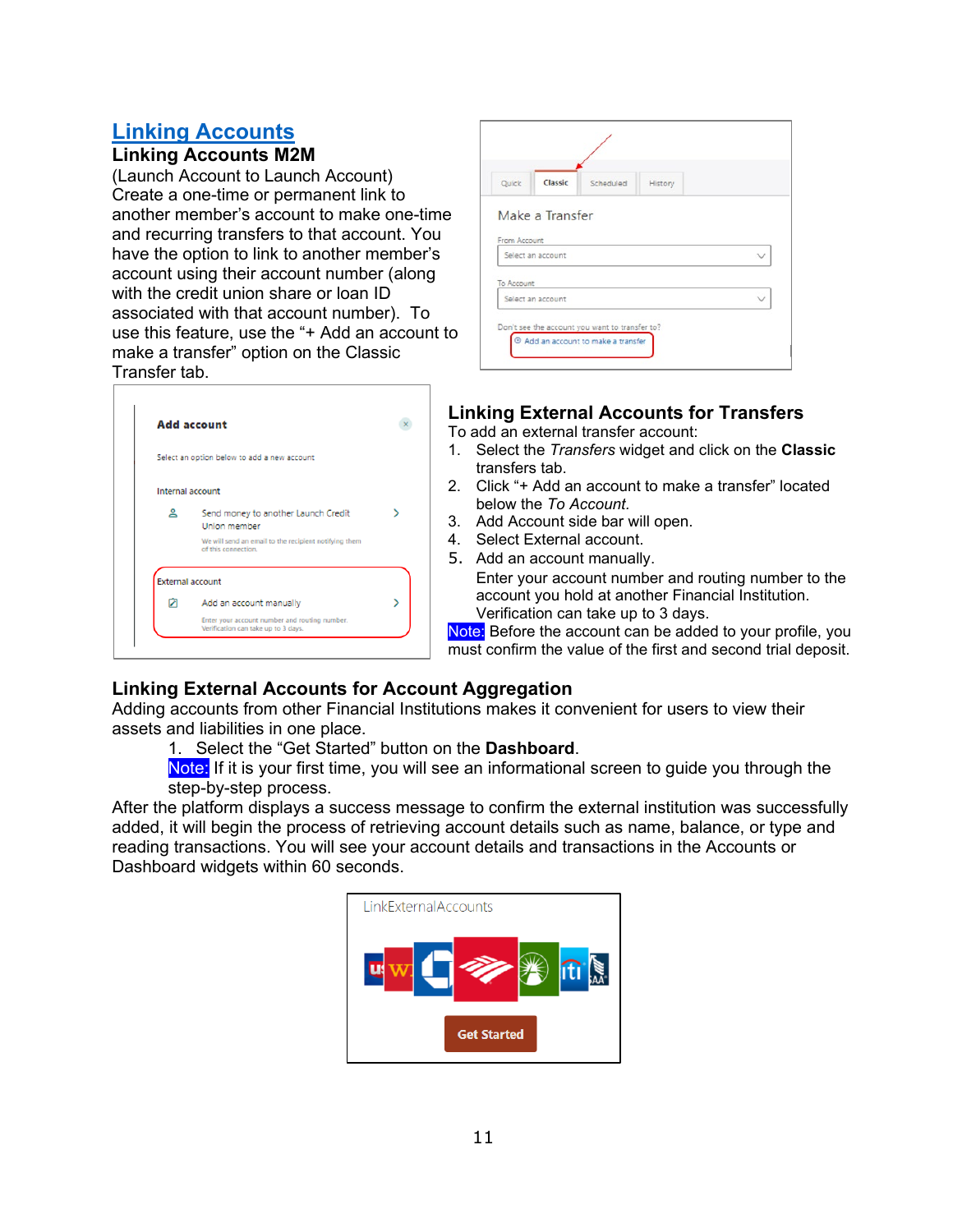## Linking Accounts

### Linking Accounts M2M

(Launch Account to Launch Account)
Create a one-time or permanent link to another member's account to make one-time and recurring transfers to that account. You have the option to link to another member's account using their account number (along with the credit union share or loan ID associated with that account number). To use this feature, use the "+ Add an account to make a transfer" option on the Classic Transfer tab.

### Linking External Accounts for Transfers

To add an external transfer account:

1. Select the *Transfers* widget and click on the **Classic** transfers tab.
2. Click "+ Add an account to make a transfer" located below the *To Account*.
3. Add Account side bar will open.
4. Select External account.
5. Add an account manually.
   Enter your account number and routing number to the account you hold at another Financial Institution. Verification can take up to 3 days.

Note: Before the account can be added to your profile, you must confirm the value of the first and second trial deposit.

### Linking External Accounts for Account Aggregation

Adding accounts from other Financial Institutions makes it convenient for users to view their assets and liabilities in one place.

1. Select the "Get Started" button on the **Dashboard**.

Note: If it is your first time, you will see an informational screen to guide you through the step-by-step process.

After the platform displays a success message to confirm the external institution was successfully added, it will begin the process of retrieving account details such as name, balance, or type and reading transactions. You will see your account details and transactions in the Accounts or Dashboard widgets within 60 seconds.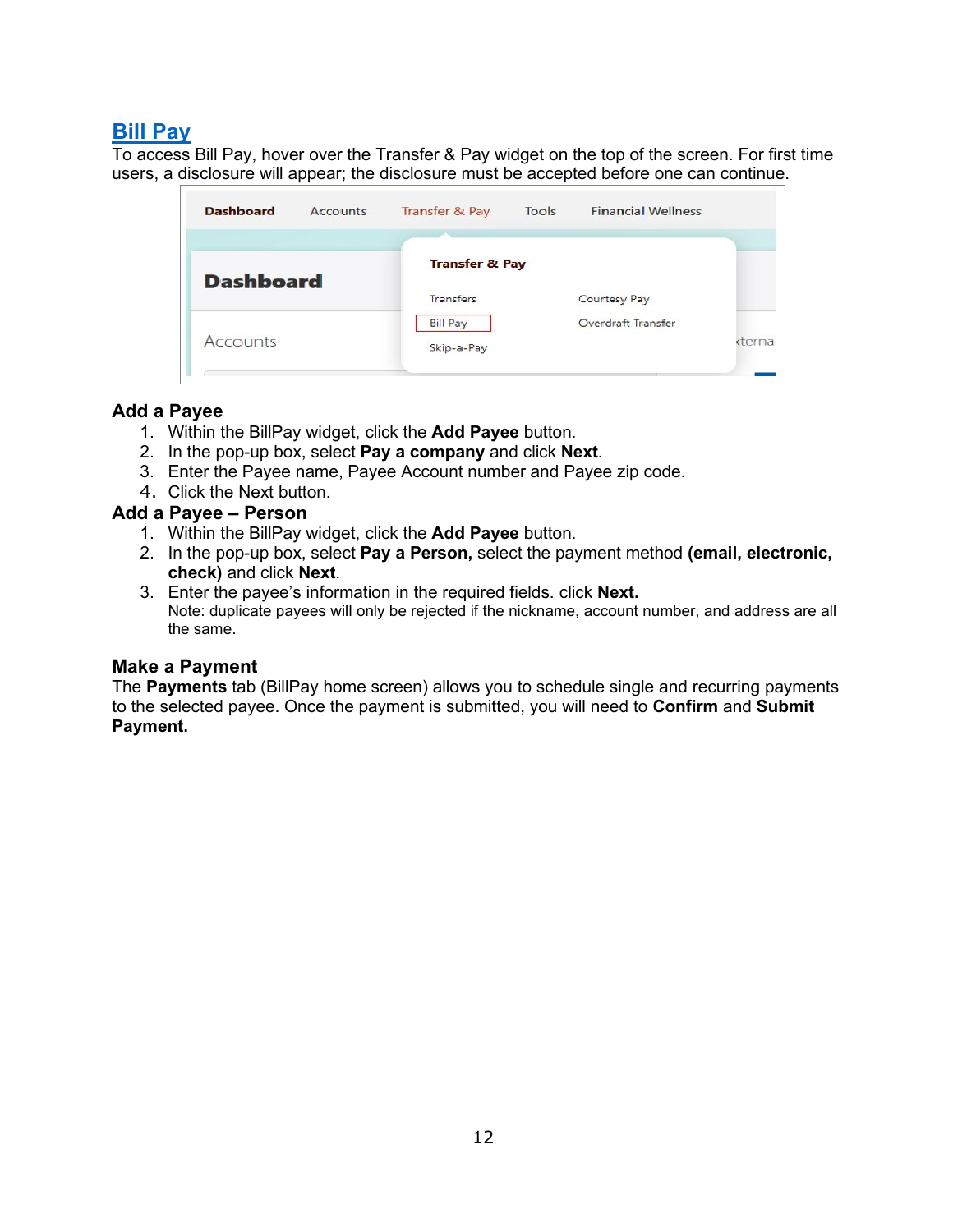## Bill Pay

To access Bill Pay, hover over the Transfer & Pay widget on the top of the screen. For first time users, a disclosure will appear; the disclosure must be accepted before one can continue.

### Add a Payee

1. Within the BillPay widget, click the **Add Payee** button.
2. In the pop-up box, select **Pay a company** and click **Next**.
3. Enter the Payee name, Payee Account number and Payee zip code.
4. Click the Next button.

### Add a Payee – Person

1. Within the BillPay widget, click the **Add Payee** button.
2. In the pop-up box, select **Pay a Person,** select the payment method **(email, electronic, check)** and click **Next**.
3. Enter the payee's information in the required fields. click **Next.**
   Note: duplicate payees will only be rejected if the nickname, account number, and address are all the same.

### Make a Payment

The **Payments** tab (BillPay home screen) allows you to schedule single and recurring payments to the selected payee. Once the payment is submitted, you will need to **Confirm** and **Submit Payment.**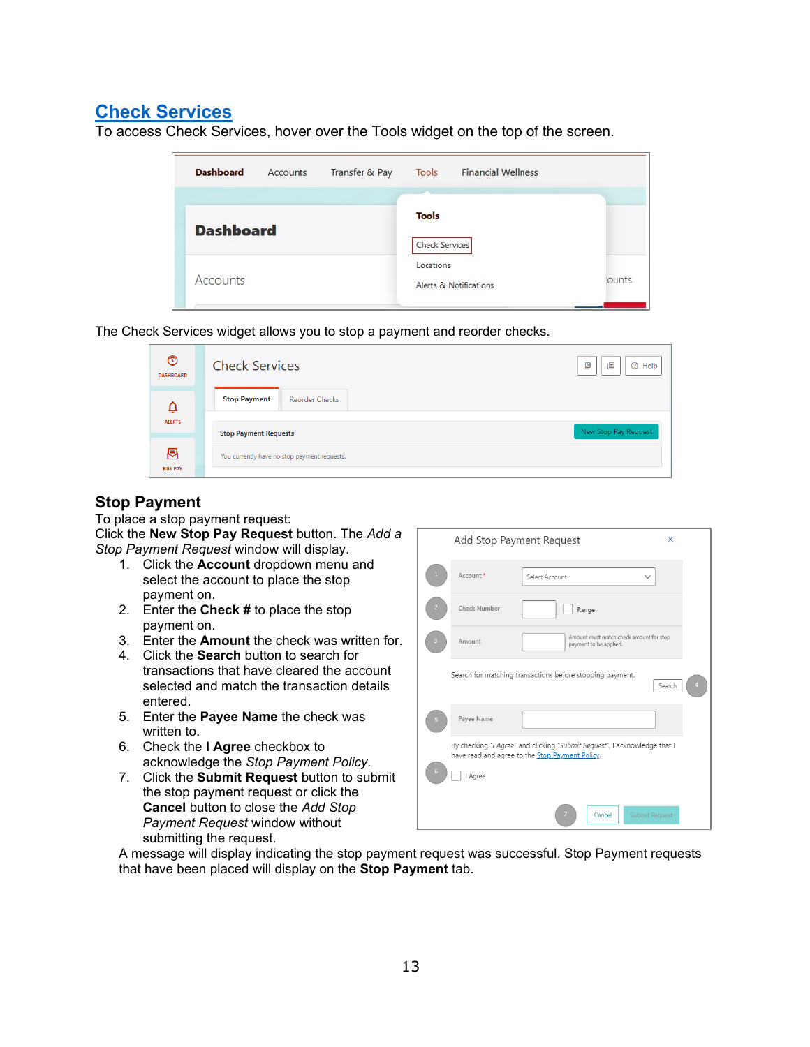## Check Services

To access Check Services, hover over the Tools widget on the top of the screen.

The Check Services widget allows you to stop a payment and reorder checks.

### Stop Payment

To place a stop payment request:
Click the **New Stop Pay Request** button. The *Add a Stop Payment Request* window will display.

1. Click the **Account** dropdown menu and select the account to place the stop payment on.
2. Enter the **Check #** to place the stop payment on.
3. Enter the **Amount** the check was written for.
4. Click the **Search** button to search for transactions that have cleared the account selected and match the transaction details entered.
5. Enter the **Payee Name** the check was written to.
6. Check the **I Agree** checkbox to acknowledge the *Stop Payment Policy*.
7. Click the **Submit Request** button to submit the stop payment request or click the **Cancel** button to close the *Add Stop Payment Request* window without submitting the request.

A message will display indicating the stop payment request was successful. Stop Payment requests that have been placed will display on the **Stop Payment** tab.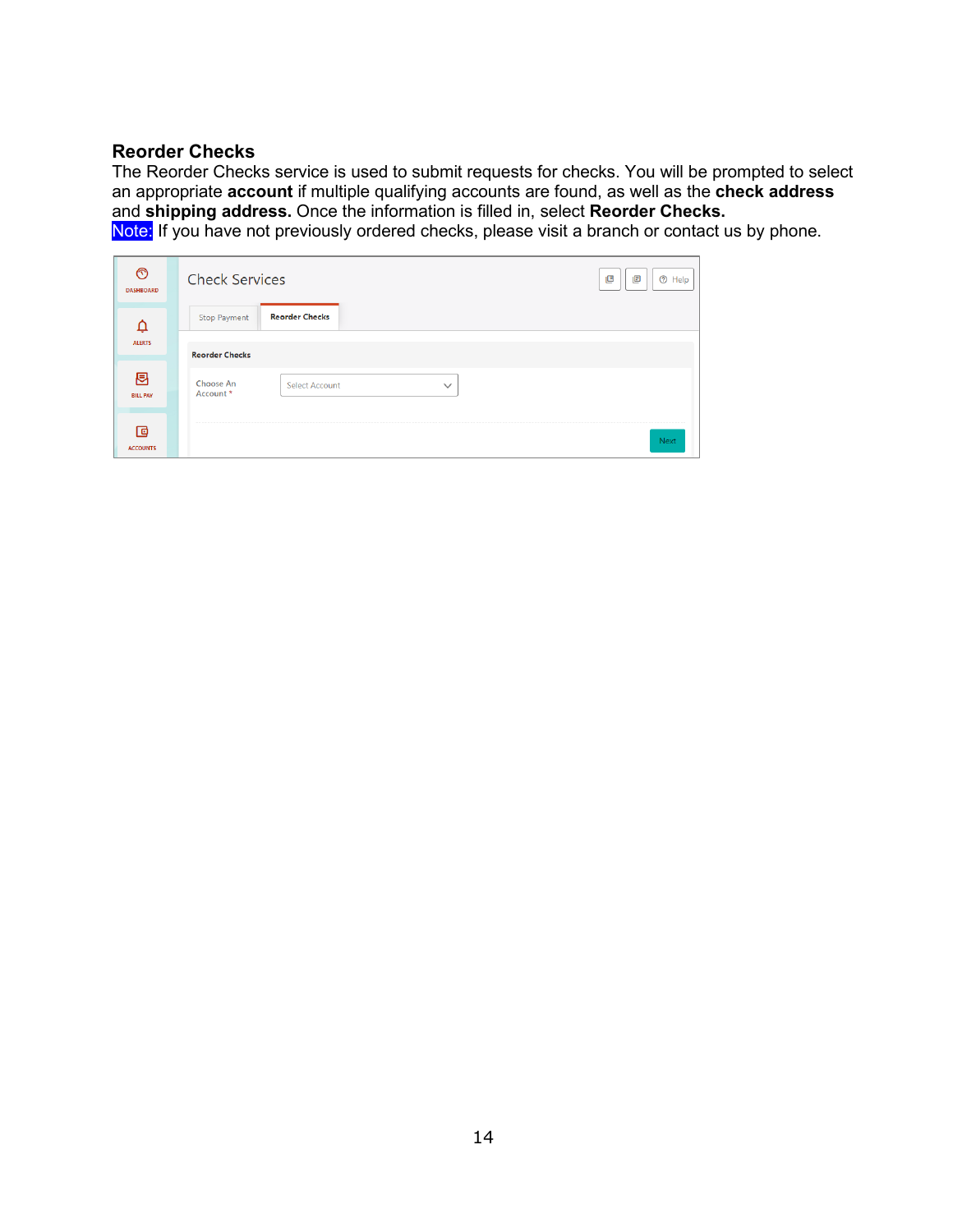## Reorder Checks

The Reorder Checks service is used to submit requests for checks. You will be prompted to select an appropriate **account** if multiple qualifying accounts are found, as well as the **check address** and **shipping address.** Once the information is filled in, select **Reorder Checks.**

Note: If you have not previously ordered checks, please visit a branch or contact us by phone.